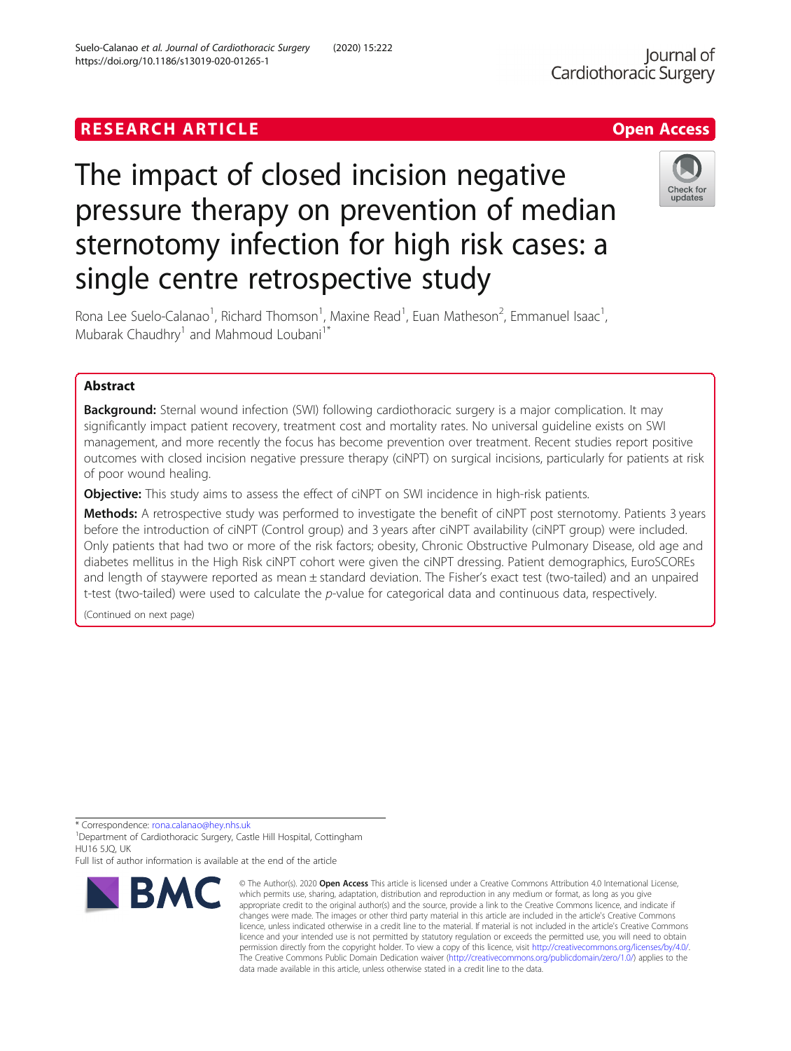RESEARCH ARTICLE

Open Access

# The impact of closed incision negative pressure therapy on prevention of median sternotomy infection for high risk cases: a single centre retrospective study

Rona Lee Suelo-Calanao[1], Richard Thomson[1], Maxine Read[1], Euan Matheson[2], Emmanuel Isaac[1], Mubarak Chaudhry[1] and Mahmoud Loubani[1*]

## Abstract

**Background:** Sternal wound infection (SWI) following cardiothoracic surgery is a major complication. It may significantly impact patient recovery, treatment cost and mortality rates. No universal guideline exists on SWI management, and more recently the focus has become prevention over treatment. Recent studies report positive outcomes with closed incision negative pressure therapy (ciNPT) on surgical incisions, particularly for patients at risk of poor wound healing.

**Objective:** This study aims to assess the effect of ciNPT on SWI incidence in high-risk patients.

**Methods:** A retrospective study was performed to investigate the benefit of ciNPT post sternotomy. Patients 3 years before the introduction of ciNPT (Control group) and 3 years after ciNPT availability (ciNPT group) were included. Only patients that had two or more of the risk factors; obesity, Chronic Obstructive Pulmonary Disease, old age and diabetes mellitus in the High Risk ciNPT cohort were given the ciNPT dressing. Patient demographics, EuroSCOREs and length of staywere reported as mean ± standard deviation. The Fisher's exact test (two-tailed) and an unpaired t-test (two-tailed) were used to calculate the *p*-value for categorical data and continuous data, respectively.

(Continued on next page)

\* Correspondence: rona.calanao@hey.nhs.uk

[1]Department of Cardiothoracic Surgery, Castle Hill Hospital, Cottingham HU16 5JQ, UK

Full list of author information is available at the end of the article

© The Author(s). 2020 **Open Access** This article is licensed under a Creative Commons Attribution 4.0 International License, which permits use, sharing, adaptation, distribution and reproduction in any medium or format, as long as you give appropriate credit to the original author(s) and the source, provide a link to the Creative Commons licence, and indicate if changes were made. The images or other third party material in this article are included in the article's Creative Commons licence, unless indicated otherwise in a credit line to the material. If material is not included in the article's Creative Commons licence and your intended use is not permitted by statutory regulation or exceeds the permitted use, you will need to obtain permission directly from the copyright holder. To view a copy of this licence, visit http://creativecommons.org/licenses/by/4.0/. The Creative Commons Public Domain Dedication waiver (http://creativecommons.org/publicdomain/zero/1.0/) applies to the data made available in this article, unless otherwise stated in a credit line to the data.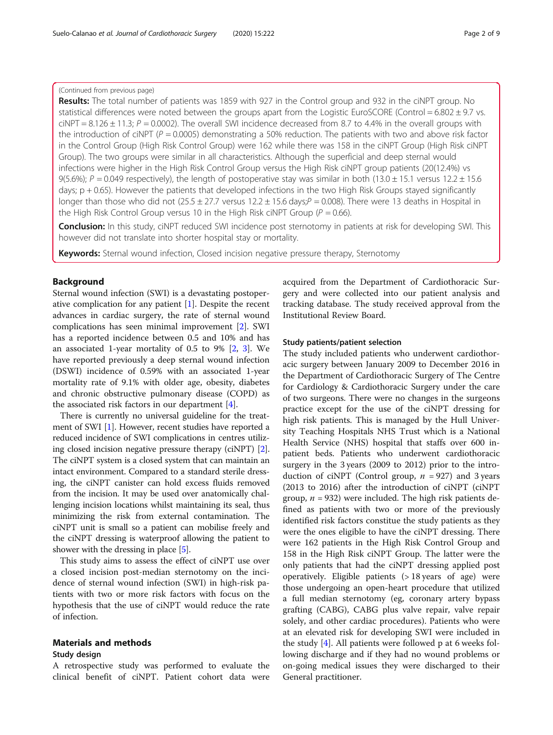(Continued from previous page)

**Results:** The total number of patients was 1859 with 927 in the Control group and 932 in the ciNPT group. No statistical differences were noted between the groups apart from the Logistic EuroSCORE (Control = 6.802 ± 9.7 vs. ciNPT = 8.126 ± 11.3; $P = 0.0002$). The overall SWI incidence decreased from 8.7 to 4.4% in the overall groups with the introduction of ciNPT ($P = 0.0005$) demonstrating a 50% reduction. The patients with two and above risk factor in the Control Group (High Risk Control Group) were 162 while there was 158 in the ciNPT Group (High Risk ciNPT Group). The two groups were similar in all characteristics. Although the superficial and deep sternal would infections were higher in the High Risk Control Group versus the High Risk ciNPT group patients (20(12.4%) vs 9(5.6%); $P = 0.049$ respectively), the length of postoperative stay was similar in both (13.0 ± 15.1 versus 12.2 ± 15.6 days; p + 0.65). However the patients that developed infections in the two High Risk Groups stayed significantly longer than those who did not (25.5 ± 27.7 versus 12.2 ± 15.6 days; $P = 0.008$). There were 13 deaths in Hospital in the High Risk Control Group versus 10 in the High Risk ciNPT Group ($P = 0.66$).

**Conclusion:** In this study, ciNPT reduced SWI incidence post sternotomy in patients at risk for developing SWI. This however did not translate into shorter hospital stay or mortality.

**Keywords:** Sternal wound infection, Closed incision negative pressure therapy, Sternotomy

## Background

Sternal wound infection (SWI) is a devastating postoperative complication for any patient [1]. Despite the recent advances in cardiac surgery, the rate of sternal wound complications has seen minimal improvement [2]. SWI has a reported incidence between 0.5 and 10% and has an associated 1-year mortality of 0.5 to 9% [2, 3]. We have reported previously a deep sternal wound infection (DSWI) incidence of 0.59% with an associated 1-year mortality rate of 9.1% with older age, obesity, diabetes and chronic obstructive pulmonary disease (COPD) as the associated risk factors in our department [4].

There is currently no universal guideline for the treatment of SWI [1]. However, recent studies have reported a reduced incidence of SWI complications in centres utilizing closed incision negative pressure therapy (ciNPT) [2]. The ciNPT system is a closed system that can maintain an intact environment. Compared to a standard sterile dressing, the ciNPT canister can hold excess fluids removed from the incision. It may be used over anatomically challenging incision locations whilst maintaining its seal, thus minimizing the risk from external contamination. The ciNPT unit is small so a patient can mobilise freely and the ciNPT dressing is waterproof allowing the patient to shower with the dressing in place [5].

This study aims to assess the effect of ciNPT use over a closed incision post-median sternotomy on the incidence of sternal wound infection (SWI) in high-risk patients with two or more risk factors with focus on the hypothesis that the use of ciNPT would reduce the rate of infection.

## Materials and methods

### Study design

A retrospective study was performed to evaluate the clinical benefit of ciNPT. Patient cohort data were acquired from the Department of Cardiothoracic Surgery and were collected into our patient analysis and tracking database. The study received approval from the Institutional Review Board.

### Study patients/patient selection

The study included patients who underwent cardiothoracic surgery between January 2009 to December 2016 in the Department of Cardiothoracic Surgery of The Centre for Cardiology & Cardiothoracic Surgery under the care of two surgeons. There were no changes in the surgeons practice except for the use of the ciNPT dressing for high risk patients. This is managed by the Hull University Teaching Hospitals NHS Trust which is a National Health Service (NHS) hospital that staffs over 600 inpatient beds. Patients who underwent cardiothoracic surgery in the 3 years (2009 to 2012) prior to the introduction of ciNPT (Control group, $n = 927$) and 3 years (2013 to 2016) after the introduction of ciNPT (ciNPT group, $n = 932$) were included. The high risk patients defined as patients with two or more of the previously identified risk factors constitue the study patients as they were the ones eligible to have the ciNPT dressing. There were 162 patients in the High Risk Control Group and 158 in the High Risk ciNPT Group. The latter were the only patients that had the ciNPT dressing applied post operatively. Eligible patients (> 18 years of age) were those undergoing an open-heart procedure that utilized a full median sternotomy (eg, coronary artery bypass grafting (CABG), CABG plus valve repair, valve repair solely, and other cardiac procedures). Patients who were at an elevated risk for developing SWI were included in the study [4]. All patients were followed p at 6 weeks following discharge and if they had no wound problems or on-going medical issues they were discharged to their General practitioner.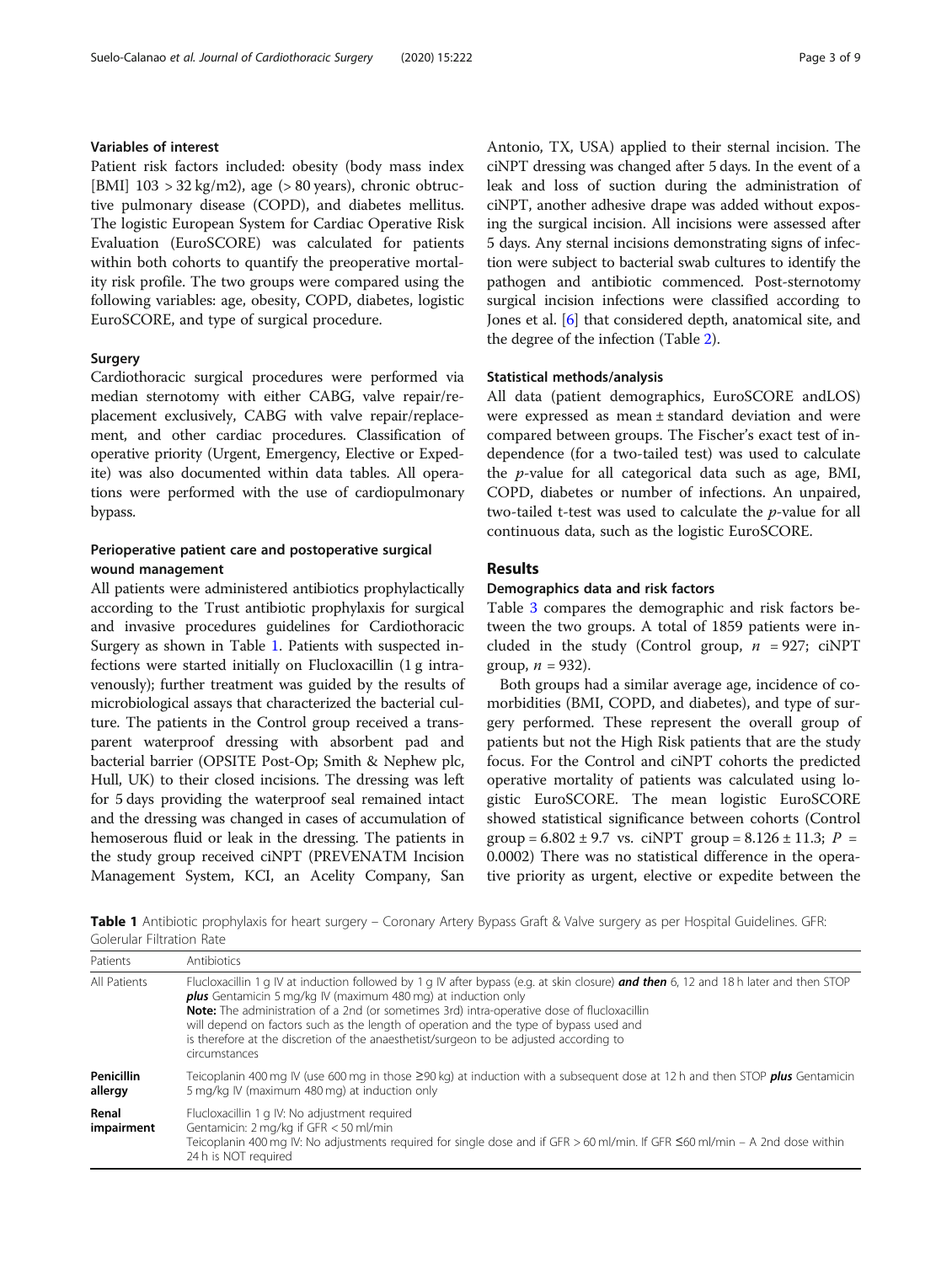### Variables of interest

Patient risk factors included: obesity (body mass index [BMI] 103 > 32 kg/m2), age (> 80 years), chronic obstructive pulmonary disease (COPD), and diabetes mellitus. The logistic European System for Cardiac Operative Risk Evaluation (EuroSCORE) was calculated for patients within both cohorts to quantify the preoperative mortality risk profile. The two groups were compared using the following variables: age, obesity, COPD, diabetes, logistic EuroSCORE, and type of surgical procedure.

### Surgery

Cardiothoracic surgical procedures were performed via median sternotomy with either CABG, valve repair/replacement exclusively, CABG with valve repair/replacement, and other cardiac procedures. Classification of operative priority (Urgent, Emergency, Elective or Expedite) was also documented within data tables. All operations were performed with the use of cardiopulmonary bypass.

### Perioperative patient care and postoperative surgical wound management

All patients were administered antibiotics prophylactically according to the Trust antibiotic prophylaxis for surgical and invasive procedures guidelines for Cardiothoracic Surgery as shown in Table 1. Patients with suspected infections were started initially on Flucloxacillin (1 g intravenously); further treatment was guided by the results of microbiological assays that characterized the bacterial culture. The patients in the Control group received a transparent waterproof dressing with absorbent pad and bacterial barrier (OPSITE Post-Op; Smith & Nephew plc, Hull, UK) to their closed incisions. The dressing was left for 5 days providing the waterproof seal remained intact and the dressing was changed in cases of accumulation of hemoserous fluid or leak in the dressing. The patients in the study group received ciNPT (PREVENATM Incision Management System, KCI, an Acelity Company, San Antonio, TX, USA) applied to their sternal incision. The ciNPT dressing was changed after 5 days. In the event of a leak and loss of suction during the administration of ciNPT, another adhesive drape was added without exposing the surgical incision. All incisions were assessed after 5 days. Any sternal incisions demonstrating signs of infection were subject to bacterial swab cultures to identify the pathogen and antibiotic commenced. Post-sternotomy surgical incision infections were classified according to Jones et al. [6] that considered depth, anatomical site, and the degree of the infection (Table 2).

### Statistical methods/analysis

All data (patient demographics, EuroSCORE andLOS) were expressed as mean ± standard deviation and were compared between groups. The Fischer's exact test of independence (for a two-tailed test) was used to calculate the *p*-value for all categorical data such as age, BMI, COPD, diabetes or number of infections. An unpaired, two-tailed t-test was used to calculate the *p*-value for all continuous data, such as the logistic EuroSCORE.

## Results

### Demographics data and risk factors

Table 3 compares the demographic and risk factors between the two groups. A total of 1859 patients were included in the study (Control group, $n$ = 927; ciNPT group, $n$ = 932).

Both groups had a similar average age, incidence of comorbidities (BMI, COPD, and diabetes), and type of surgery performed. These represent the overall group of patients but not the High Risk patients that are the study focus. For the Control and ciNPT cohorts the predicted operative mortality of patients was calculated using logistic EuroSCORE. The mean logistic EuroSCORE showed statistical significance between cohorts (Control group = 6.802 ± 9.7 vs. ciNPT group = 8.126 ± 11.3; $P$ = 0.0002) There was no statistical difference in the operative priority as urgent, elective or expedite between the

**Table 1** Antibiotic prophylaxis for heart surgery – Coronary Artery Bypass Graft & Valve surgery as per Hospital Guidelines. GFR: Golerular Filtration Rate

| Patients | Antibiotics |
|---|---|
| All Patients | Flucloxacillin 1 g IV at induction followed by 1 g IV after bypass (e.g. at skin closure) ***and then*** 6, 12 and 18 h later and then STOP ***plus*** Gentamicin 5 mg/kg IV (maximum 480 mg) at induction only **Note:** The administration of a 2nd (or sometimes 3rd) intra-operative dose of flucloxacillin will depend on factors such as the length of operation and the type of bypass used and is therefore at the discretion of the anaesthetist/surgeon to be adjusted according to circumstances |
| **Penicillin allergy** | Teicoplanin 400 mg IV (use 600 mg in those ≥90 kg) at induction with a subsequent dose at 12 h and then STOP ***plus*** Gentamicin 5 mg/kg IV (maximum 480 mg) at induction only |
| **Renal impairment** | Flucloxacillin 1 g IV: No adjustment required Gentamicin: 2 mg/kg if GFR < 50 ml/min Teicoplanin 400 mg IV: No adjustments required for single dose and if GFR > 60 ml/min. If GFR ≤60 ml/min – A 2nd dose within 24 h is NOT required |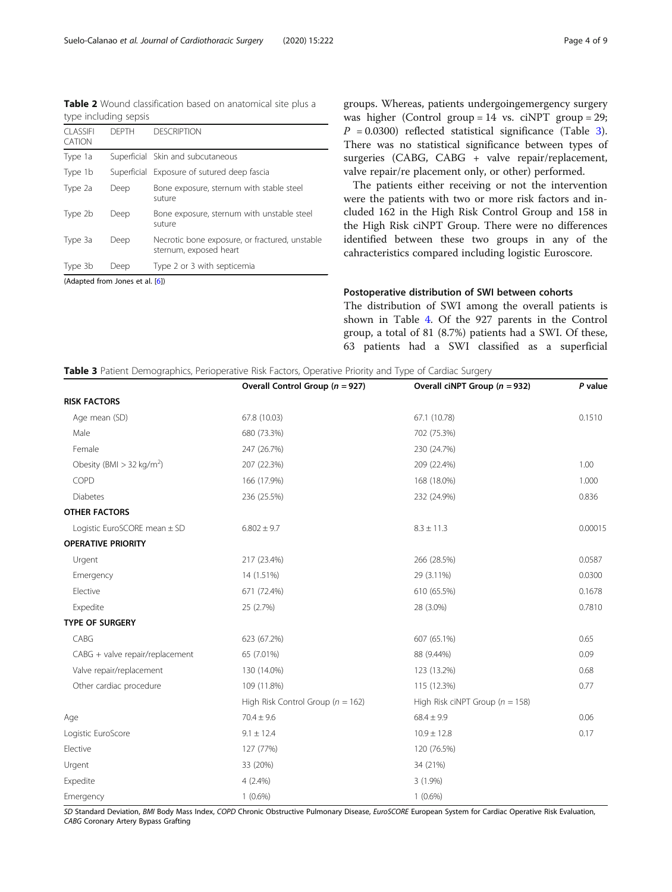**Table 2** Wound classification based on anatomical site plus a type including sepsis

| CLASSIFICATION | DEPTH | DESCRIPTION |
|---|---|---|
| Type 1a | Superficial | Skin and subcutaneous |
| Type 1b | Superficial | Exposure of sutured deep fascia |
| Type 2a | Deep | Bone exposure, sternum with stable steel suture |
| Type 2b | Deep | Bone exposure, sternum with unstable steel suture |
| Type 3a | Deep | Necrotic bone exposure, or fractured, unstable sternum, exposed heart |
| Type 3b | Deep | Type 2 or 3 with septicemia |

(Adapted from Jones et al. [6])

groups. Whereas, patients undergoingemergency surgery was higher (Control group = 14 vs. ciNPT group = 29; $P = 0.0300$) reflected statistical significance (Table 3). There was no statistical significance between types of surgeries (CABG, CABG + valve repair/replacement, valve repair/re placement only, or other) performed.

The patients either receiving or not the intervention were the patients with two or more risk factors and included 162 in the High Risk Control Group and 158 in the High Risk ciNPT Group. There were no differences identified between these two groups in any of the cahracteristics compared including logistic Euroscore.

## Postoperative distribution of SWI between cohorts

The distribution of SWI among the overall patients is shown in Table 4. Of the 927 parents in the Control group, a total of 81 (8.7%) patients had a SWI. Of these, 63 patients had a SWI classified as a superficial

**Table 3** Patient Demographics, Perioperative Risk Factors, Operative Priority and Type of Cardiac Surgery

| | Overall Control Group ($n = 927$) | Overall ciNPT Group ($n = 932$) | $P$ value |
|---|---|---|---|
| **RISK FACTORS** | | | |
| Age mean (SD) | 67.8 (10.03) | 67.1 (10.78) | 0.1510 |
| Male | 680 (73.3%) | 702 (75.3%) | |
| Female | 247 (26.7%) | 230 (24.7%) | |
| Obesity (BMI > 32 kg/m$^2$) | 207 (22.3%) | 209 (22.4%) | 1.00 |
| COPD | 166 (17.9%) | 168 (18.0%) | 1.000 |
| Diabetes | 236 (25.5%) | 232 (24.9%) | 0.836 |
| **OTHER FACTORS** | | | |
| Logistic EuroSCORE mean ± SD | 6.802 ± 9.7 | 8.3 ± 11.3 | 0.00015 |
| **OPERATIVE PRIORITY** | | | |
| Urgent | 217 (23.4%) | 266 (28.5%) | 0.0587 |
| Emergency | 14 (1.51%) | 29 (3.11%) | 0.0300 |
| Elective | 671 (72.4%) | 610 (65.5%) | 0.1678 |
| Expedite | 25 (2.7%) | 28 (3.0%) | 0.7810 |
| **TYPE OF SURGERY** | | | |
| CABG | 623 (67.2%) | 607 (65.1%) | 0.65 |
| CABG + valve repair/replacement | 65 (7.01%) | 88 (9.44%) | 0.09 |
| Valve repair/replacement | 130 (14.0%) | 123 (13.2%) | 0.68 |
| Other cardiac procedure | 109 (11.8%) | 115 (12.3%) | 0.77 |
| | High Risk Control Group ($n = 162$) | High Risk ciNPT Group ($n = 158$) | |
| Age | 70.4 ± 9.6 | 68.4 ± 9.9 | 0.06 |
| Logistic EuroScore | 9.1 ± 12.4 | 10.9 ± 12.8 | 0.17 |
| Elective | 127 (77%) | 120 (76.5%) | |
| Urgent | 33 (20%) | 34 (21%) | |
| Expedite | 4 (2.4%) | 3 (1.9%) | |
| Emergency | 1 (0.6%) | 1 (0.6%) | |

*SD* Standard Deviation, *BMI* Body Mass Index, *COPD* Chronic Obstructive Pulmonary Disease, *EuroSCORE* European System for Cardiac Operative Risk Evaluation, *CABG* Coronary Artery Bypass Grafting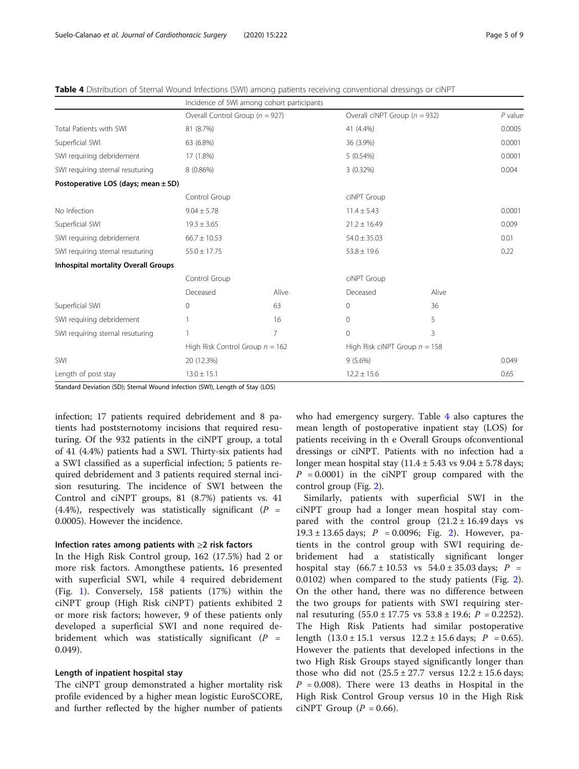**Table 4** Distribution of Sternal Wound Infections (SWI) among patients receiving conventional dressings or ciNPT

| | Incidence of SWI among cohort participants | | | | |
|---|---|---|---|---|---|
| | Overall Control Group (*n* = 927) | | Overall ciNPT Group (*n* = 932) | | *P* value |
| Total Patients with SWI | 81 (8.7%) | | 41 (4.4%) | | 0.0005 |
| Superficial SWI | 63 (6.8%) | | 36 (3.9%) | | 0.0001 |
| SWI requiring debridement | 17 (1.8%) | | 5 (0.54%) | | 0.0001 |
| SWI requiring sternal resuturing | 8 (0.86%) | | 3 (0.32%) | | 0.004 |
| **Postoperative LOS (days; mean ± SD)** | | | | | |
| | Control Group | | ciNPT Group | | |
| No Infection | 9.04 ± 5.78 | | 11.4 ± 5.43 | | 0.0001 |
| Superficial SWI | 19.3 ± 3.65 | | 21.2 ± 16.49 | | 0.009 |
| SWI requiring debridement | 66.7 ± 10.53 | | 54.0 ± 35.03 | | 0.01 |
| SWI requiring sternal resuturing | 55.0 ± 17.75 | | 53.8 ± 19.6 | | 0.22 |
| **Inhospital mortality Overall Groups** | | | | | |
| | Control Group | | ciNPT Group | | |
| | Deceased | Alive | Deceased | Alive | |
| Superficial SWI | 0 | 63 | 0 | 36 | |
| SWI requiring debridement | 1 | 16 | 0 | 5 | |
| SWI requiring sternal resuturing | 1 | 7 | 0 | 3 | |
| | High Risk Control Group *n* = 162 | | High Risk ciNPT Group *n* = 158 | | |
| SWI | 20 (12.3%) | | 9 (5.6%) | | 0.049 |
| Length of post stay | 13.0 ± 15.1 | | 12.2 ± 15.6 | | 0.65 |

Standard Deviation (SD); Sternal Wound Infection (SWI), Length of Stay (LOS)

infection; 17 patients required debridement and 8 patients had poststernotomy incisions that required resuturing. Of the 932 patients in the ciNPT group, a total of 41 (4.4%) patients had a SWI. Thirty-six patients had a SWI classified as a superficial infection; 5 patients required debridement and 3 patients required sternal incision resuturing. The incidence of SWI between the Control and ciNPT groups, 81 (8.7%) patients vs. 41 (4.4%), respectively was statistically significant ($P$ = 0.0005). However the incidence.

### Infection rates among patients with ≥2 risk factors

In the High Risk Control group, 162 (17.5%) had 2 or more risk factors. Amongthese patients, 16 presented with superficial SWI, while 4 required debridement (Fig. 1). Conversely, 158 patients (17%) within the ciNPT group (High Risk ciNPT) patients exhibited 2 or more risk factors; however, 9 of these patients only developed a superficial SWI and none required debridement which was statistically significant ($P$ = 0.049).

### Length of inpatient hospital stay

The ciNPT group demonstrated a higher mortality risk profile evidenced by a higher mean logistic EuroSCORE, and further reflected by the higher number of patients who had emergency surgery. Table 4 also captures the mean length of postoperative inpatient stay (LOS) for patients receiving in th e Overall Groups ofconventional dressings or ciNPT. Patients with no infection had a longer mean hospital stay (11.4 ± 5.43 vs 9.04 ± 5.78 days; $P$ = 0.0001) in the ciNPT group compared with the control group (Fig. 2).

Similarly, patients with superficial SWI in the ciNPT group had a longer mean hospital stay compared with the control group (21.2 ± 16.49 days vs 19.3 ± 13.65 days; $P$ = 0.0096; Fig. 2). However, patients in the control group with SWI requiring debridement had a statistically significant longer hospital stay (66.7 ± 10.53 vs 54.0 ± 35.03 days; $P$ = 0.0102) when compared to the study patients (Fig. 2). On the other hand, there was no difference between the two groups for patients with SWI requiring sternal resuturing (55.0 ± 17.75 vs 53.8 ± 19.6; $P$ = 0.2252). The High Risk Patients had similar postoperative length (13.0 ± 15.1 versus 12.2 ± 15.6 days; $P$ = 0.65). However the patients that developed infections in the two High Risk Groups stayed significantly longer than those who did not (25.5 ± 27.7 versus 12.2 ± 15.6 days; $P$ = 0.008). There were 13 deaths in Hospital in the High Risk Control Group versus 10 in the High Risk ciNPT Group ($P$ = 0.66).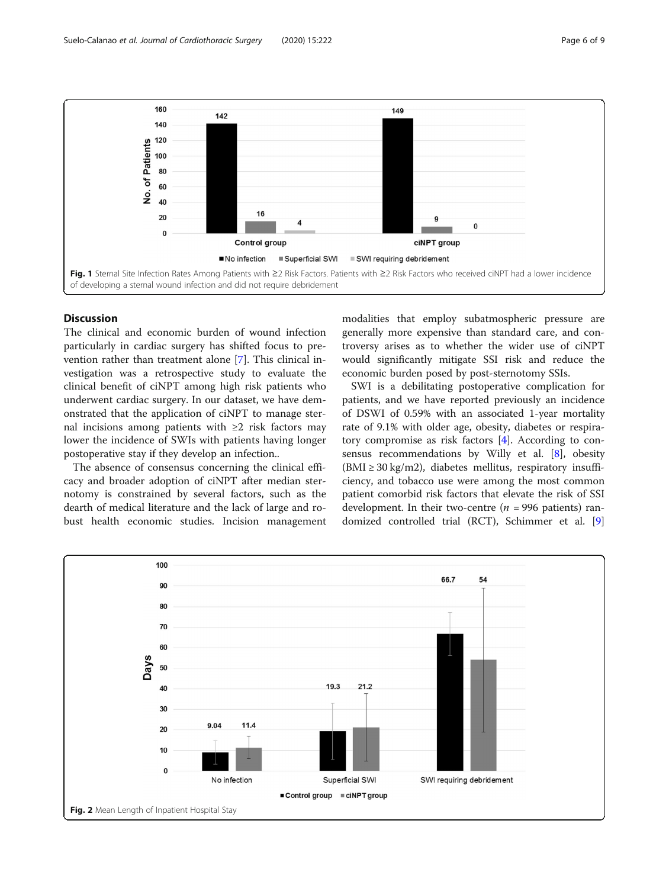Fig. 1 Sternal Site Infection Rates Among Patients with ≥2 Risk Factors. Patients with ≥2 Risk Factors who received ciNPT had a lower incidence of developing a sternal wound infection and did not require debridement

## Discussion

The clinical and economic burden of wound infection particularly in cardiac surgery has shifted focus to prevention rather than treatment alone [7]. This clinical investigation was a retrospective study to evaluate the clinical benefit of ciNPT among high risk patients who underwent cardiac surgery. In our dataset, we have demonstrated that the application of ciNPT to manage sternal incisions among patients with ≥2 risk factors may lower the incidence of SWIs with patients having longer postoperative stay if they develop an infection..

The absence of consensus concerning the clinical efficacy and broader adoption of ciNPT after median sternotomy is constrained by several factors, such as the dearth of medical literature and the lack of large and robust health economic studies. Incision management modalities that employ subatmospheric pressure are generally more expensive than standard care, and controversy arises as to whether the wider use of ciNPT would significantly mitigate SSI risk and reduce the economic burden posed by post-sternotomy SSIs.

SWI is a debilitating postoperative complication for patients, and we have reported previously an incidence of DSWI of 0.59% with an associated 1-year mortality rate of 9.1% with older age, obesity, diabetes or respiratory compromise as risk factors [4]. According to consensus recommendations by Willy et al. [8], obesity ($BMI \geq 30\ kg/m2$), diabetes mellitus, respiratory insufficiency, and tobacco use were among the most common patient comorbid risk factors that elevate the risk of SSI development. In their two-centre ($n$ = 996 patients) randomized controlled trial (RCT), Schimmer et al. [9]

Fig. 2 Mean Length of Inpatient Hospital Stay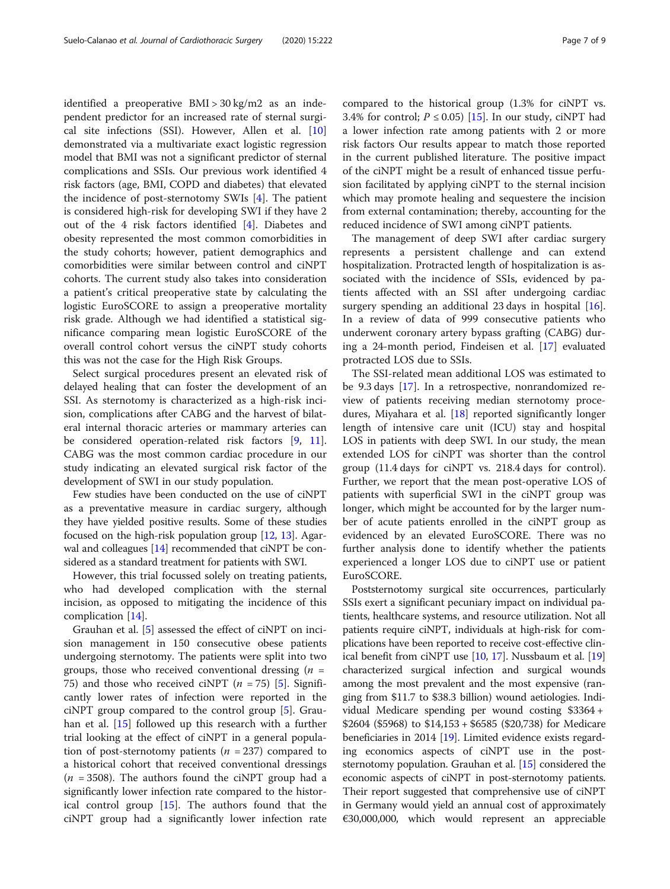identified a preoperative BMI > 30 kg/m2 as an independent predictor for an increased rate of sternal surgical site infections (SSI). However, Allen et al. [10] demonstrated via a multivariate exact logistic regression model that BMI was not a significant predictor of sternal complications and SSIs. Our previous work identified 4 risk factors (age, BMI, COPD and diabetes) that elevated the incidence of post-sternotomy SWIs [4]. The patient is considered high-risk for developing SWI if they have 2 out of the 4 risk factors identified [4]. Diabetes and obesity represented the most common comorbidities in the study cohorts; however, patient demographics and comorbidities were similar between control and ciNPT cohorts. The current study also takes into consideration a patient's critical preoperative state by calculating the logistic EuroSCORE to assign a preoperative mortality risk grade. Although we had identified a statistical significance comparing mean logistic EuroSCORE of the overall control cohort versus the ciNPT study cohorts this was not the case for the High Risk Groups.

Select surgical procedures present an elevated risk of delayed healing that can foster the development of an SSI. As sternotomy is characterized as a high-risk incision, complications after CABG and the harvest of bilateral internal thoracic arteries or mammary arteries can be considered operation-related risk factors [9, 11]. CABG was the most common cardiac procedure in our study indicating an elevated surgical risk factor of the development of SWI in our study population.

Few studies have been conducted on the use of ciNPT as a preventative measure in cardiac surgery, although they have yielded positive results. Some of these studies focused on the high-risk population group [12, 13]. Agarwal and colleagues [14] recommended that ciNPT be considered as a standard treatment for patients with SWI.

However, this trial focussed solely on treating patients, who had developed complication with the sternal incision, as opposed to mitigating the incidence of this complication [14].

Grauhan et al. [5] assessed the effect of ciNPT on incision management in 150 consecutive obese patients undergoing sternotomy. The patients were split into two groups, those who received conventional dressing ($n$ = 75) and those who received ciNPT ($n$ = 75) [5]. Significantly lower rates of infection were reported in the ciNPT group compared to the control group [5]. Grauhan et al. [15] followed up this research with a further trial looking at the effect of ciNPT in a general population of post-sternotomy patients ($n$ = 237) compared to a historical cohort that received conventional dressings ($n$ = 3508). The authors found the ciNPT group had a significantly lower infection rate compared to the historical control group [15]. The authors found that the ciNPT group had a significantly lower infection rate compared to the historical group (1.3% for ciNPT vs. 3.4% for control; $P \leq 0.05$) [15]. In our study, ciNPT had a lower infection rate among patients with 2 or more risk factors Our results appear to match those reported in the current published literature. The positive impact of the ciNPT might be a result of enhanced tissue perfusion facilitated by applying ciNPT to the sternal incision which may promote healing and sequestere the incision from external contamination; thereby, accounting for the reduced incidence of SWI among ciNPT patients.

The management of deep SWI after cardiac surgery represents a persistent challenge and can extend hospitalization. Protracted length of hospitalization is associated with the incidence of SSIs, evidenced by patients affected with an SSI after undergoing cardiac surgery spending an additional 23 days in hospital [16]. In a review of data of 999 consecutive patients who underwent coronary artery bypass grafting (CABG) during a 24-month period, Findeisen et al. [17] evaluated protracted LOS due to SSIs.

The SSI-related mean additional LOS was estimated to be 9.3 days [17]. In a retrospective, nonrandomized review of patients receiving median sternotomy procedures, Miyahara et al. [18] reported significantly longer length of intensive care unit (ICU) stay and hospital LOS in patients with deep SWI. In our study, the mean extended LOS for ciNPT was shorter than the control group (11.4 days for ciNPT vs. 218.4 days for control). Further, we report that the mean post-operative LOS of patients with superficial SWI in the ciNPT group was longer, which might be accounted for by the larger number of acute patients enrolled in the ciNPT group as evidenced by an elevated EuroSCORE. There was no further analysis done to identify whether the patients experienced a longer LOS due to ciNPT use or patient EuroSCORE.

Poststernotomy surgical site occurrences, particularly SSIs exert a significant pecuniary impact on individual patients, healthcare systems, and resource utilization. Not all patients require ciNPT, individuals at high-risk for complications have been reported to receive cost-effective clinical benefit from ciNPT use [10, 17]. Nussbaum et al. [19] characterized surgical infection and surgical wounds among the most prevalent and the most expensive (ranging from $11.7 to $38.3 billion) wound aetiologies. Individual Medicare spending per wound costing $3364 + $2604 ($5968) to $14,153 + $6585 ($20,738) for Medicare beneficiaries in 2014 [19]. Limited evidence exists regarding economics aspects of ciNPT use in the post-sternotomy population. Grauhan et al. [15] considered the economic aspects of ciNPT in post-sternotomy patients. Their report suggested that comprehensive use of ciNPT in Germany would yield an annual cost of approximately €30,000,000, which would represent an appreciable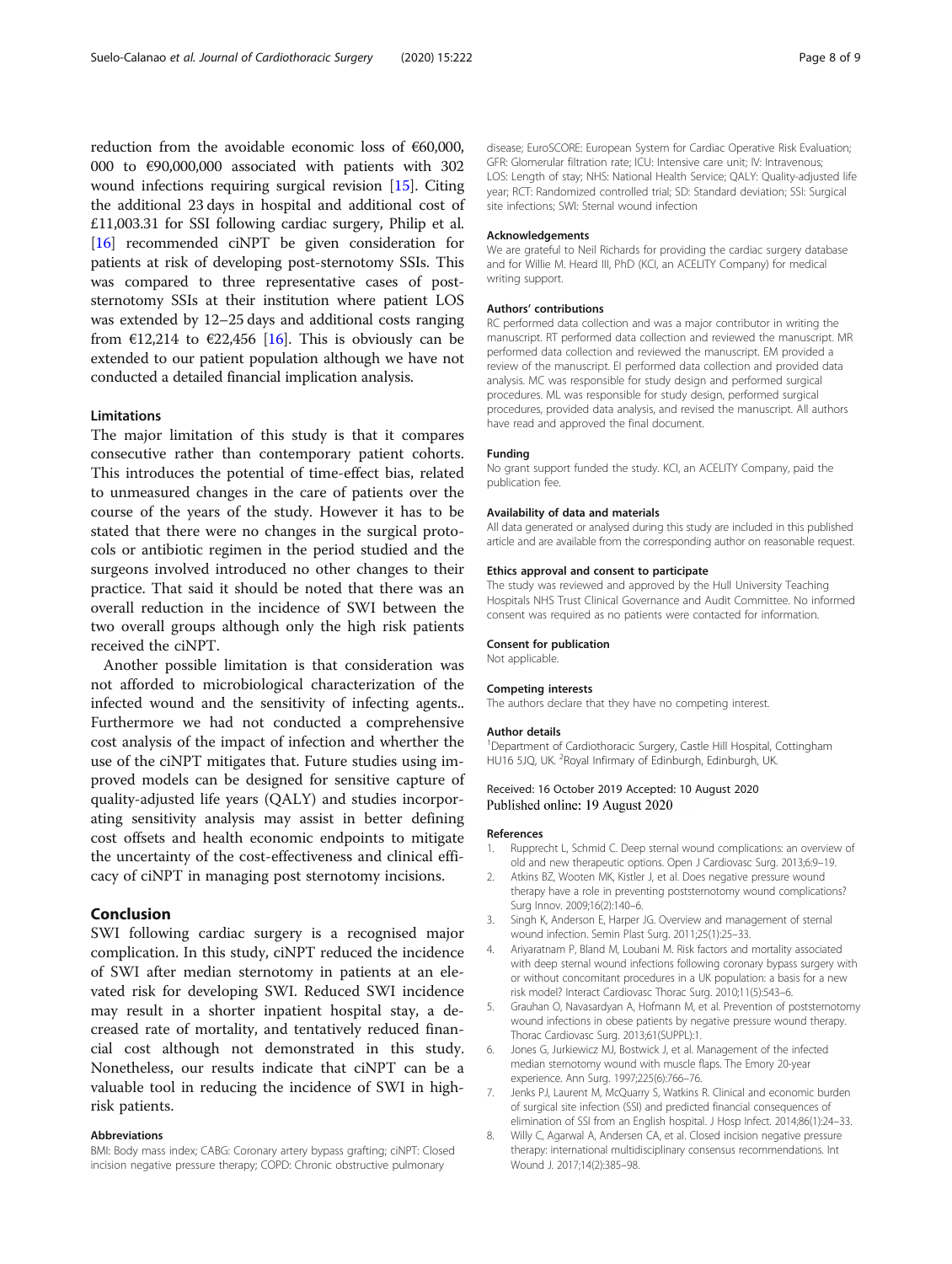reduction from the avoidable economic loss of €60,000, 000 to €90,000,000 associated with patients with 302 wound infections requiring surgical revision [15]. Citing the additional 23 days in hospital and additional cost of £11,003.31 for SSI following cardiac surgery, Philip et al. [16] recommended ciNPT be given consideration for patients at risk of developing post-sternotomy SSIs. This was compared to three representative cases of post-sternotomy SSIs at their institution where patient LOS was extended by 12–25 days and additional costs ranging from €12,214 to €22,456 [16]. This is obviously can be extended to our patient population although we have not conducted a detailed financial implication analysis.

### Limitations

The major limitation of this study is that it compares consecutive rather than contemporary patient cohorts. This introduces the potential of time-effect bias, related to unmeasured changes in the care of patients over the course of the years of the study. However it has to be stated that there were no changes in the surgical protocols or antibiotic regimen in the period studied and the surgeons involved introduced no other changes to their practice. That said it should be noted that there was an overall reduction in the incidence of SWI between the two overall groups although only the high risk patients received the ciNPT.

Another possible limitation is that consideration was not afforded to microbiological characterization of the infected wound and the sensitivity of infecting agents.. Furthermore we had not conducted a comprehensive cost analysis of the impact of infection and wherther the use of the ciNPT mitigates that. Future studies using improved models can be designed for sensitive capture of quality-adjusted life years (QALY) and studies incorporating sensitivity analysis may assist in better defining cost offsets and health economic endpoints to mitigate the uncertainty of the cost-effectiveness and clinical efficacy of ciNPT in managing post sternotomy incisions.

## Conclusion

SWI following cardiac surgery is a recognised major complication. In this study, ciNPT reduced the incidence of SWI after median sternotomy in patients at an elevated risk for developing SWI. Reduced SWI incidence may result in a shorter inpatient hospital stay, a decreased rate of mortality, and tentatively reduced financial cost although not demonstrated in this study. Nonetheless, our results indicate that ciNPT can be a valuable tool in reducing the incidence of SWI in high-risk patients.

#### Abbreviations

BMI: Body mass index; CABG: Coronary artery bypass grafting; ciNPT: Closed incision negative pressure therapy; COPD: Chronic obstructive pulmonary disease; EuroSCORE: European System for Cardiac Operative Risk Evaluation; GFR: Glomerular filtration rate; ICU: Intensive care unit; IV: Intravenous; LOS: Length of stay; NHS: National Health Service; QALY: Quality-adjusted life year; RCT: Randomized controlled trial; SD: Standard deviation; SSI: Surgical site infections; SWI: Sternal wound infection

#### Acknowledgements

We are grateful to Neil Richards for providing the cardiac surgery database and for Willie M. Heard III, PhD (KCI, an ACELITY Company) for medical writing support.

#### Authors' contributions

RC performed data collection and was a major contributor in writing the manuscript. RT performed data collection and reviewed the manuscript. MR performed data collection and reviewed the manuscript. EM provided a review of the manuscript. EI performed data collection and provided data analysis. MC was responsible for study design and performed surgical procedures. ML was responsible for study design, performed surgical procedures, provided data analysis, and revised the manuscript. All authors have read and approved the final document.

#### Funding

No grant support funded the study. KCI, an ACELITY Company, paid the publication fee.

#### Availability of data and materials

All data generated or analysed during this study are included in this published article and are available from the corresponding author on reasonable request.

#### Ethics approval and consent to participate

The study was reviewed and approved by the Hull University Teaching Hospitals NHS Trust Clinical Governance and Audit Committee. No informed consent was required as no patients were contacted for information.

#### Consent for publication

Not applicable.

#### Competing interests

The authors declare that they have no competing interest.

#### Author details

[1]Department of Cardiothoracic Surgery, Castle Hill Hospital, Cottingham HU16 5JQ, UK. [2]Royal Infirmary of Edinburgh, Edinburgh, UK.

Received: 16 October 2019 Accepted: 10 August 2020
Published online: 19 August 2020

#### References

1. Rupprecht L, Schmid C. Deep sternal wound complications: an overview of old and new therapeutic options. Open J Cardiovasc Surg. 2013;6:9–19.
2. Atkins BZ, Wooten MK, Kistler J, et al. Does negative pressure wound therapy have a role in preventing poststernotomy wound complications? Surg Innov. 2009;16(2):140–6.
3. Singh K, Anderson E, Harper JG. Overview and management of sternal wound infection. Semin Plast Surg. 2011;25(1):25–33.
4. Ariyaratnam P, Bland M, Loubani M. Risk factors and mortality associated with deep sternal wound infections following coronary bypass surgery with or without concomitant procedures in a UK population: a basis for a new risk model? Interact Cardiovasc Thorac Surg. 2010;11(5):543–6.
5. Grauhan O, Navasardyan A, Hofmann M, et al. Prevention of poststernotomy wound infections in obese patients by negative pressure wound therapy. Thorac Cardiovasc Surg. 2013;61(SUPPL):1.
6. Jones G, Jurkiewicz MJ, Bostwick J, et al. Management of the infected median sternotomy wound with muscle flaps. The Emory 20-year experience. Ann Surg. 1997;225(6):766–76.
7. Jenks PJ, Laurent M, McQuarry S, Watkins R. Clinical and economic burden of surgical site infection (SSI) and predicted financial consequences of elimination of SSI from an English hospital. J Hosp Infect. 2014;86(1):24–33.
8. Willy C, Agarwal A, Andersen CA, et al. Closed incision negative pressure therapy: international multidisciplinary consensus recommendations. Int Wound J. 2017;14(2):385–98.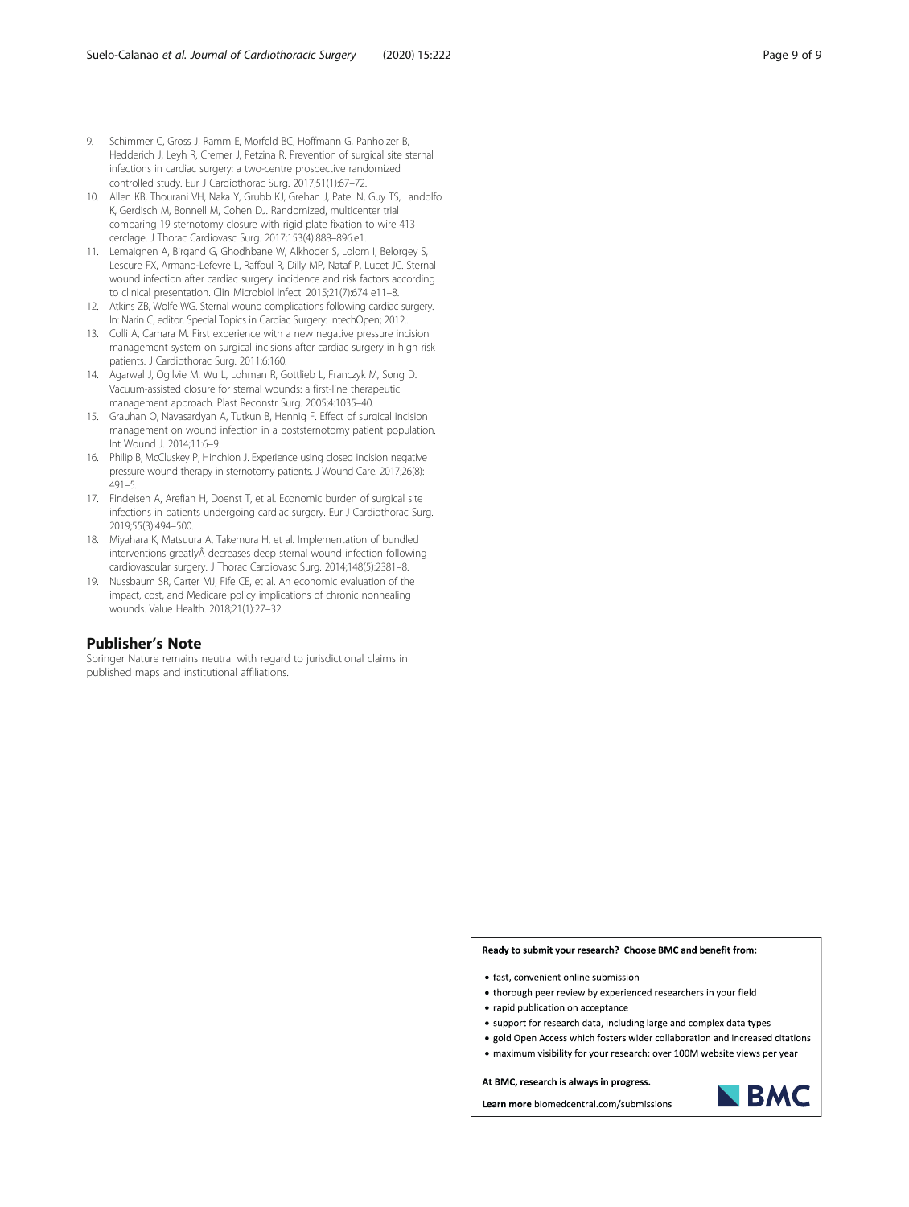9. Schimmer C, Gross J, Ramm E, Morfeld BC, Hoffmann G, Panholzer B, Hedderich J, Leyh R, Cremer J, Petzina R. Prevention of surgical site sternal infections in cardiac surgery: a two-centre prospective randomized controlled study. Eur J Cardiothorac Surg. 2017;51(1):67–72.
10. Allen KB, Thourani VH, Naka Y, Grubb KJ, Grehan J, Patel N, Guy TS, Landolfo K, Gerdisch M, Bonnell M, Cohen DJ. Randomized, multicenter trial comparing 19 sternotomy closure with rigid plate fixation to wire 413 cerclage. J Thorac Cardiovasc Surg. 2017;153(4):888–896.e1.
11. Lemaignen A, Birgand G, Ghodhbane W, Alkhoder S, Lolom I, Belorgey S, Lescure FX, Armand-Lefevre L, Raffoul R, Dilly MP, Nataf P, Lucet JC. Sternal wound infection after cardiac surgery: incidence and risk factors according to clinical presentation. Clin Microbiol Infect. 2015;21(7):674 e11–8.
12. Atkins ZB, Wolfe WG. Sternal wound complications following cardiac surgery. In: Narin C, editor. Special Topics in Cardiac Surgery: IntechOpen; 2012..
13. Colli A, Camara M. First experience with a new negative pressure incision management system on surgical incisions after cardiac surgery in high risk patients. J Cardiothorac Surg. 2011;6:160.
14. Agarwal J, Ogilvie M, Wu L, Lohman R, Gottlieb L, Franczyk M, Song D. Vacuum-assisted closure for sternal wounds: a first-line therapeutic management approach. Plast Reconstr Surg. 2005;4:1035–40.
15. Grauhan O, Navasardyan A, Tutkun B, Hennig F. Effect of surgical incision management on wound infection in a poststernotomy patient population. Int Wound J. 2014;11:6–9.
16. Philip B, McCluskey P, Hinchion J. Experience using closed incision negative pressure wound therapy in sternotomy patients. J Wound Care. 2017;26(8): 491–5.
17. Findeisen A, Arefian H, Doenst T, et al. Economic burden of surgical site infections in patients undergoing cardiac surgery. Eur J Cardiothorac Surg. 2019;55(3):494–500.
18. Miyahara K, Matsuura A, Takemura H, et al. Implementation of bundled interventions greatlyÅ decreases deep sternal wound infection following cardiovascular surgery. J Thorac Cardiovasc Surg. 2014;148(5):2381–8.
19. Nussbaum SR, Carter MJ, Fife CE, et al. An economic evaluation of the impact, cost, and Medicare policy implications of chronic nonhealing wounds. Value Health. 2018;21(1):27–32.

## Publisher's Note

Springer Nature remains neutral with regard to jurisdictional claims in published maps and institutional affiliations.

**Ready to submit your research? Choose BMC and benefit from:**

- fast, convenient online submission
- thorough peer review by experienced researchers in your field
- rapid publication on acceptance
- support for research data, including large and complex data types
- gold Open Access which fosters wider collaboration and increased citations
- maximum visibility for your research: over 100M website views per year

**At BMC, research is always in progress.**

**Learn more** biomedcentral.com/submissions

BMC